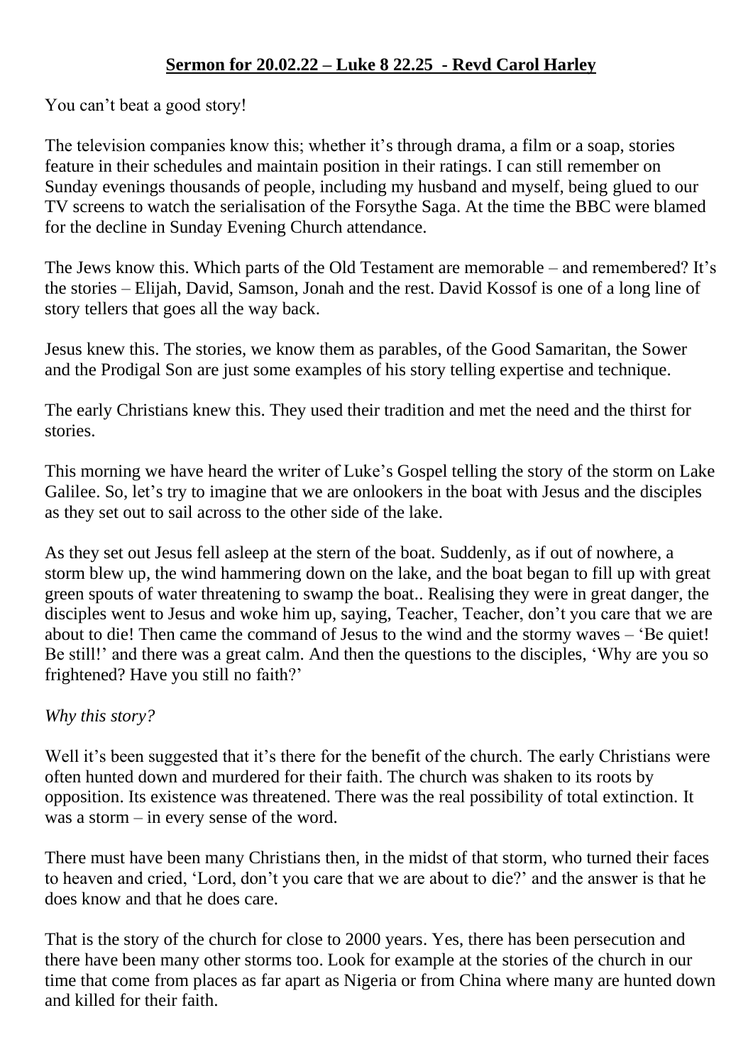**Sermon for 20.02.22 – Luke 8 22.25 - Revd Carol Harley**

You can't beat a good story!

The television companies know this; whether it's through drama, a film or a soap, stories feature in their schedules and maintain position in their ratings. I can still remember on Sunday evenings thousands of people, including my husband and myself, being glued to our TV screens to watch the serialisation of the Forsythe Saga. At the time the BBC were blamed for the decline in Sunday Evening Church attendance.

The Jews know this. Which parts of the Old Testament are memorable – and remembered? It's the stories – Elijah, David, Samson, Jonah and the rest. David Kossof is one of a long line of story tellers that goes all the way back.

Jesus knew this. The stories, we know them as parables, of the Good Samaritan, the Sower and the Prodigal Son are just some examples of his story telling expertise and technique.

The early Christians knew this. They used their tradition and met the need and the thirst for stories.

This morning we have heard the writer of Luke's Gospel telling the story of the storm on Lake Galilee. So, let's try to imagine that we are onlookers in the boat with Jesus and the disciples as they set out to sail across to the other side of the lake.

As they set out Jesus fell asleep at the stern of the boat. Suddenly, as if out of nowhere, a storm blew up, the wind hammering down on the lake, and the boat began to fill up with great green spouts of water threatening to swamp the boat.. Realising they were in great danger, the disciples went to Jesus and woke him up, saying, Teacher, Teacher, don't you care that we are about to die! Then came the command of Jesus to the wind and the stormy waves – 'Be quiet! Be still!' and there was a great calm. And then the questions to the disciples, 'Why are you so frightened? Have you still no faith?'

*Why this story?*

Well it's been suggested that it's there for the benefit of the church. The early Christians were often hunted down and murdered for their faith. The church was shaken to its roots by opposition. Its existence was threatened. There was the real possibility of total extinction. It was a storm – in every sense of the word.

There must have been many Christians then, in the midst of that storm, who turned their faces to heaven and cried, 'Lord, don't you care that we are about to die?' and the answer is that he does know and that he does care.

That is the story of the church for close to 2000 years. Yes, there has been persecution and there have been many other storms too. Look for example at the stories of the church in our time that come from places as far apart as Nigeria or from China where many are hunted down and killed for their faith.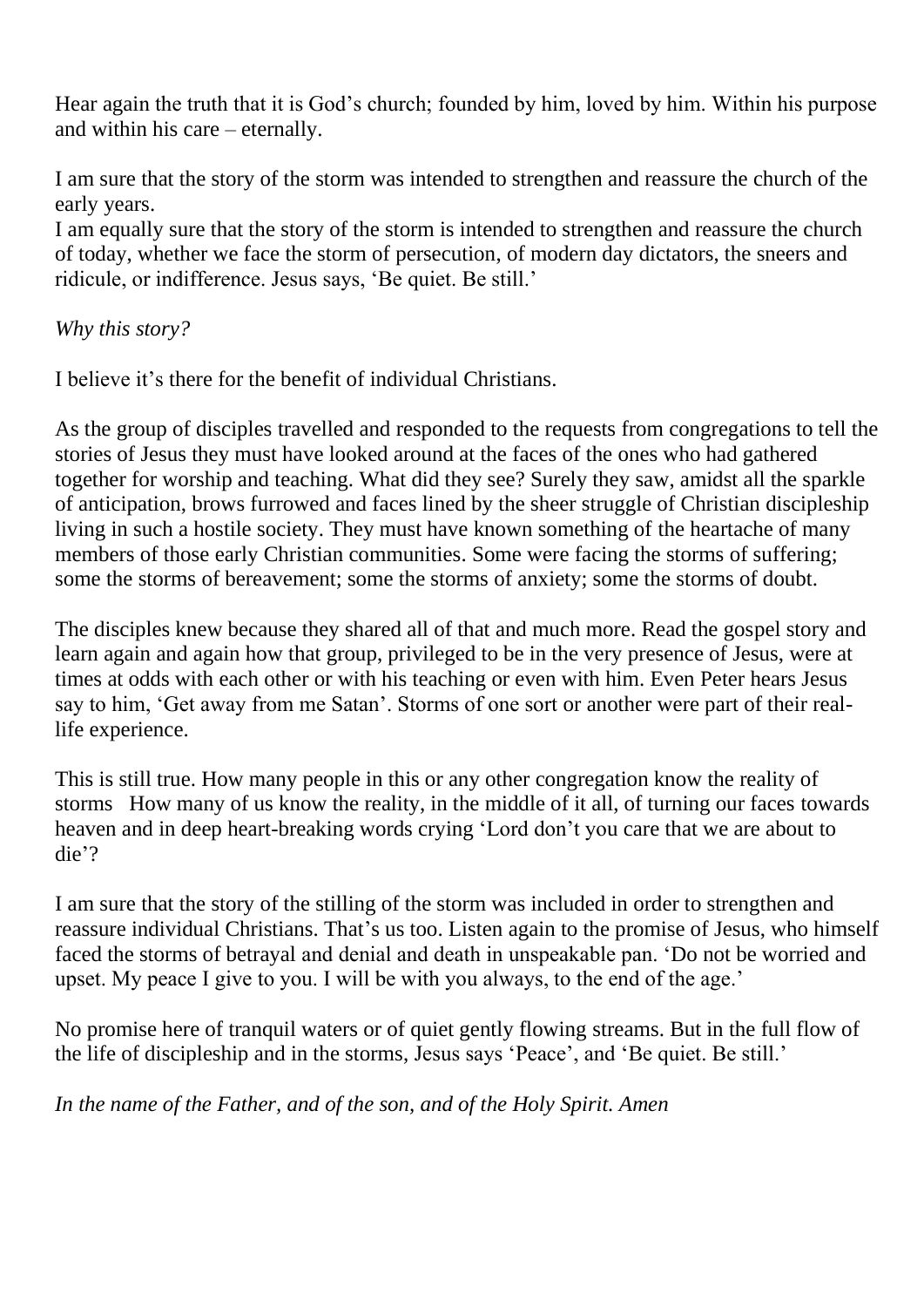Hear again the truth that it is God's church; founded by him, loved by him. Within his purpose and within his care – eternally.

I am sure that the story of the storm was intended to strengthen and reassure the church of the early years.
I am equally sure that the story of the storm is intended to strengthen and reassure the church of today, whether we face the storm of persecution, of modern day dictators, the sneers and ridicule, or indifference. Jesus says, 'Be quiet. Be still.'

*Why this story?*

I believe it's there for the benefit of individual Christians.

As the group of disciples travelled and responded to the requests from congregations to tell the stories of Jesus they must have looked around at the faces of the ones who had gathered together for worship and teaching. What did they see? Surely they saw, amidst all the sparkle of anticipation, brows furrowed and faces lined by the sheer struggle of Christian discipleship living in such a hostile society. They must have known something of the heartache of many members of those early Christian communities. Some were facing the storms of suffering; some the storms of bereavement; some the storms of anxiety; some the storms of doubt.

The disciples knew because they shared all of that and much more. Read the gospel story and learn again and again how that group, privileged to be in the very presence of Jesus, were at times at odds with each other or with his teaching or even with him. Even Peter hears Jesus say to him, 'Get away from me Satan'. Storms of one sort or another were part of their real-life experience.

This is still true. How many people in this or any other congregation know the reality of storms How many of us know the reality, in the middle of it all, of turning our faces towards heaven and in deep heart-breaking words crying 'Lord don't you care that we are about to die'?

I am sure that the story of the stilling of the storm was included in order to strengthen and reassure individual Christians. That's us too. Listen again to the promise of Jesus, who himself faced the storms of betrayal and denial and death in unspeakable pan. 'Do not be worried and upset. My peace I give to you. I will be with you always, to the end of the age.'

No promise here of tranquil waters or of quiet gently flowing streams. But in the full flow of the life of discipleship and in the storms, Jesus says 'Peace', and 'Be quiet. Be still.'

*In the name of the Father, and of the son, and of the Holy Spirit. Amen*